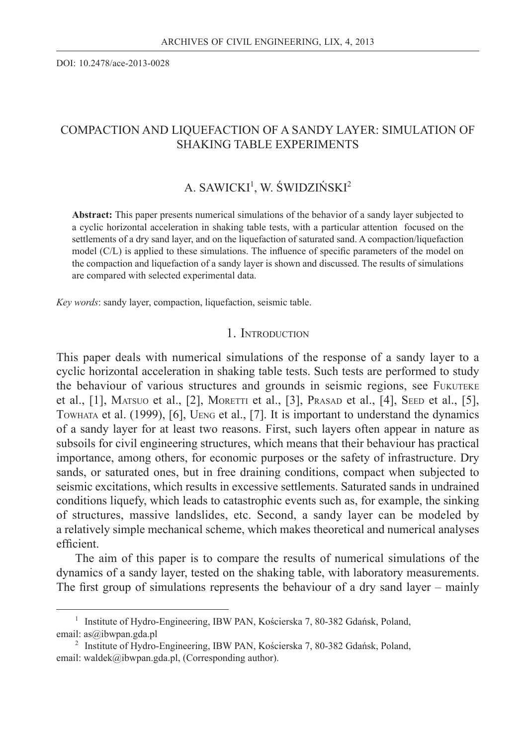DOI: 10.2478/ace-2013-0028

# COMPACTION AND LIQUEFACTION OF A SANDY LAYER: SIMULATION OF SHAKING TABLE EXPERIMENTS

## A. SAWICKI[1], W. ŚWIDZIŃSKI[2]

**Abstract:** This paper presents numerical simulations of the behavior of a sandy layer subjected to a cyclic horizontal acceleration in shaking table tests, with a particular attention focused on the settlements of a dry sand layer, and on the liquefaction of saturated sand. A compaction/liquefaction model (C/L) is applied to these simulations. The influence of specific parameters of the model on the compaction and liquefaction of a sandy layer is shown and discussed. The results of simulations are compared with selected experimental data.

*Key words*: sandy layer, compaction, liquefaction, seismic table.

## 1. Introduction

This paper deals with numerical simulations of the response of a sandy layer to a cyclic horizontal acceleration in shaking table tests. Such tests are performed to study the behaviour of various structures and grounds in seismic regions, see Fukuteke et al., [1], Matsuo et al., [2], Moretti et al., [3], Prasad et al., [4], Seed et al., [5], Towhata et al. (1999), [6], Ueng et al., [7]. It is important to understand the dynamics of a sandy layer for at least two reasons. First, such layers often appear in nature as subsoils for civil engineering structures, which means that their behaviour has practical importance, among others, for economic purposes or the safety of infrastructure. Dry sands, or saturated ones, but in free draining conditions, compact when subjected to seismic excitations, which results in excessive settlements. Saturated sands in undrained conditions liquefy, which leads to catastrophic events such as, for example, the sinking of structures, massive landslides, etc. Second, a sandy layer can be modeled by a relatively simple mechanical scheme, which makes theoretical and numerical analyses efficient.

The aim of this paper is to compare the results of numerical simulations of the dynamics of a sandy layer, tested on the shaking table, with laboratory measurements. The first group of simulations represents the behaviour of a dry sand layer – mainly

---

[1] Institute of Hydro-Engineering, IBW PAN, Kościerska 7, 80-382 Gdańsk, Poland, email: as@ibwpan.gda.pl

[2] Institute of Hydro-Engineering, IBW PAN, Kościerska 7, 80-382 Gdańsk, Poland, email: waldek@ibwpan.gda.pl, (Corresponding author).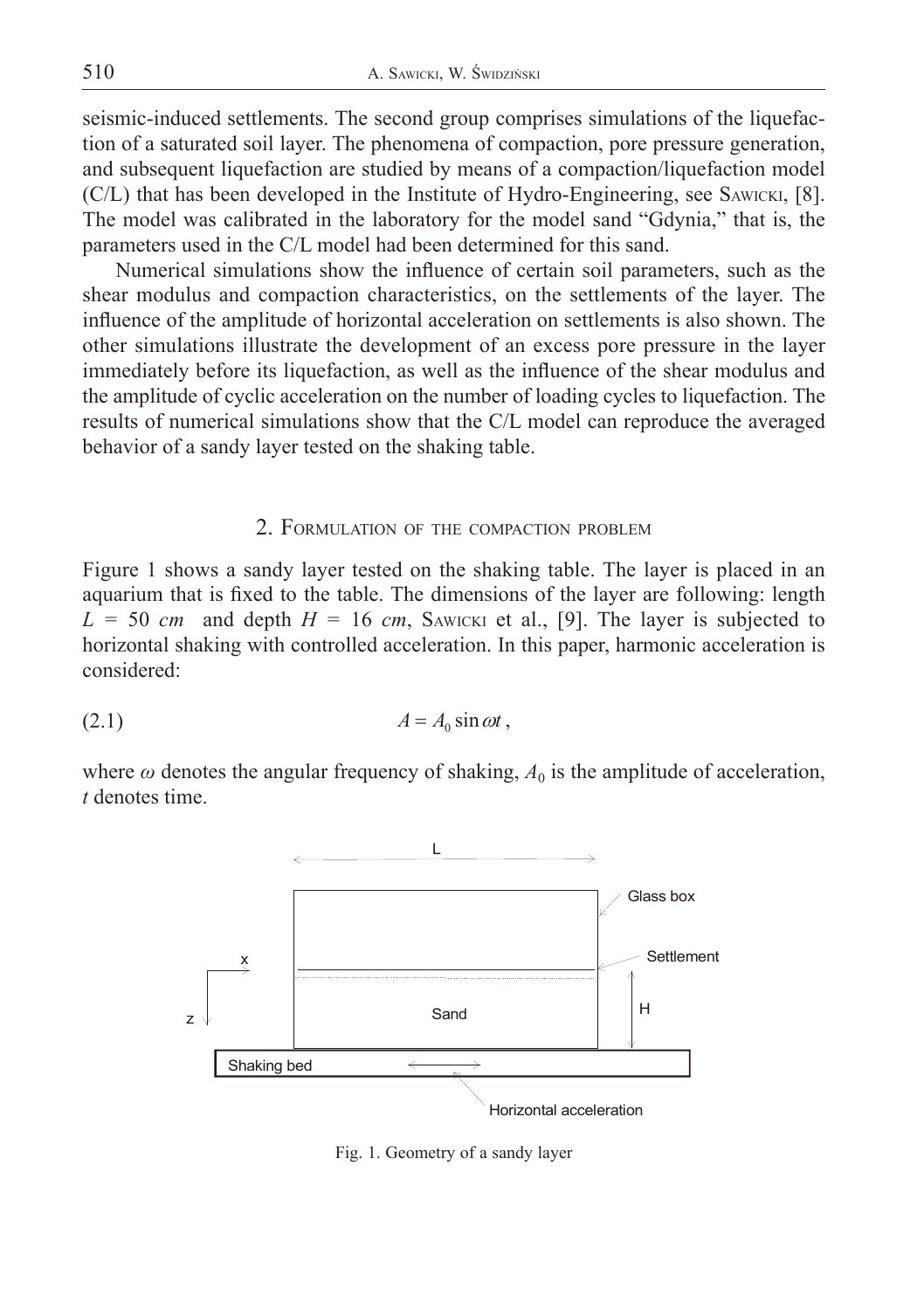seismic-induced settlements. The second group comprises simulations of the liquefaction of a saturated soil layer. The phenomena of compaction, pore pressure generation, and subsequent liquefaction are studied by means of a compaction/liquefaction model (C/L) that has been developed in the Institute of Hydro-Engineering, see Sawicki, [8]. The model was calibrated in the laboratory for the model sand "Gdynia," that is, the parameters used in the C/L model had been determined for this sand.

Numerical simulations show the influence of certain soil parameters, such as the shear modulus and compaction characteristics, on the settlements of the layer. The influence of the amplitude of horizontal acceleration on settlements is also shown. The other simulations illustrate the development of an excess pore pressure in the layer immediately before its liquefaction, as well as the influence of the shear modulus and the amplitude of cyclic acceleration on the number of loading cycles to liquefaction. The results of numerical simulations show that the C/L model can reproduce the averaged behavior of a sandy layer tested on the shaking table.

## 2. Formulation of the compaction problem

Figure 1 shows a sandy layer tested on the shaking table. The layer is placed in an aquarium that is fixed to the table. The dimensions of the layer are following: length $L = 50\ cm$ and depth $H = 16\ cm$, Sawicki et al., [9]. The layer is subjected to horizontal shaking with controlled acceleration. In this paper, harmonic acceleration is considered:

$$A = A_0 \sin \omega t, \tag{2.1}$$

where $\omega$ denotes the angular frequency of shaking, $A_0$ is the amplitude of acceleration, $t$ denotes time.

Fig. 1. Geometry of a sandy layer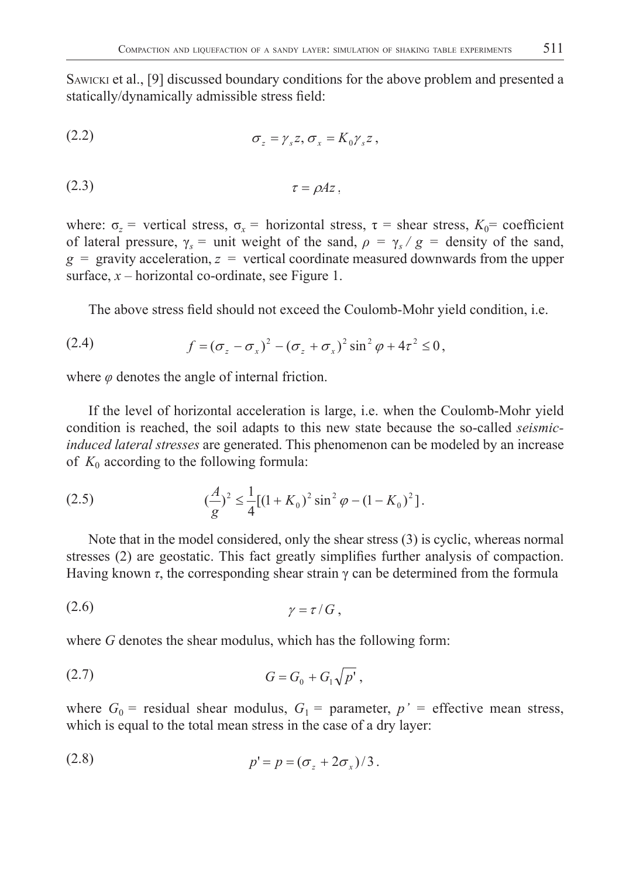Sawicki et al., [9] discussed boundary conditions for the above problem and presented a statically/dynamically admissible stress field:

$$\sigma_z = \gamma_s z, \sigma_x = K_0 \gamma_s z, \tag{2.2}$$

$$\tau = \rho A z, \tag{2.3}$$

where: $\sigma_z$ = vertical stress, $\sigma_x$ = horizontal stress, $\tau$ = shear stress, $K_0$= coefficient of lateral pressure, $\gamma_s$ = unit weight of the sand, $\rho = \gamma_s / g$ = density of the sand, $g$ = gravity acceleration, $z$ = vertical coordinate measured downwards from the upper surface, $x$ – horizontal co-ordinate, see Figure 1.

The above stress field should not exceed the Coulomb-Mohr yield condition, i.e.

$$f = (\sigma_z - \sigma_x)^2 - (\sigma_z + \sigma_x)^2 \sin^2 \varphi + 4\tau^2 \leq 0, \tag{2.4}$$

where $\varphi$ denotes the angle of internal friction.

If the level of horizontal acceleration is large, i.e. when the Coulomb-Mohr yield condition is reached, the soil adapts to this new state because the so-called *seismic-induced lateral stresses* are generated. This phenomenon can be modeled by an increase of $K_0$ according to the following formula:

$$(\frac{A}{g})^2 \leq \frac{1}{4}[(1+K_0)^2 \sin^2 \varphi - (1-K_0)^2]. \tag{2.5}$$

Note that in the model considered, only the shear stress (3) is cyclic, whereas normal stresses (2) are geostatic. This fact greatly simplifies further analysis of compaction. Having known $\tau$, the corresponding shear strain $\gamma$ can be determined from the formula

$$\gamma = \tau / G, \tag{2.6}$$

where $G$ denotes the shear modulus, which has the following form:

$$G = G_0 + G_1 \sqrt{p'}, \tag{2.7}$$

where $G_0$ = residual shear modulus, $G_1$ = parameter, $p'$ = effective mean stress, which is equal to the total mean stress in the case of a dry layer:

$$p' = p = (\sigma_z + 2\sigma_x)/3. \tag{2.8}$$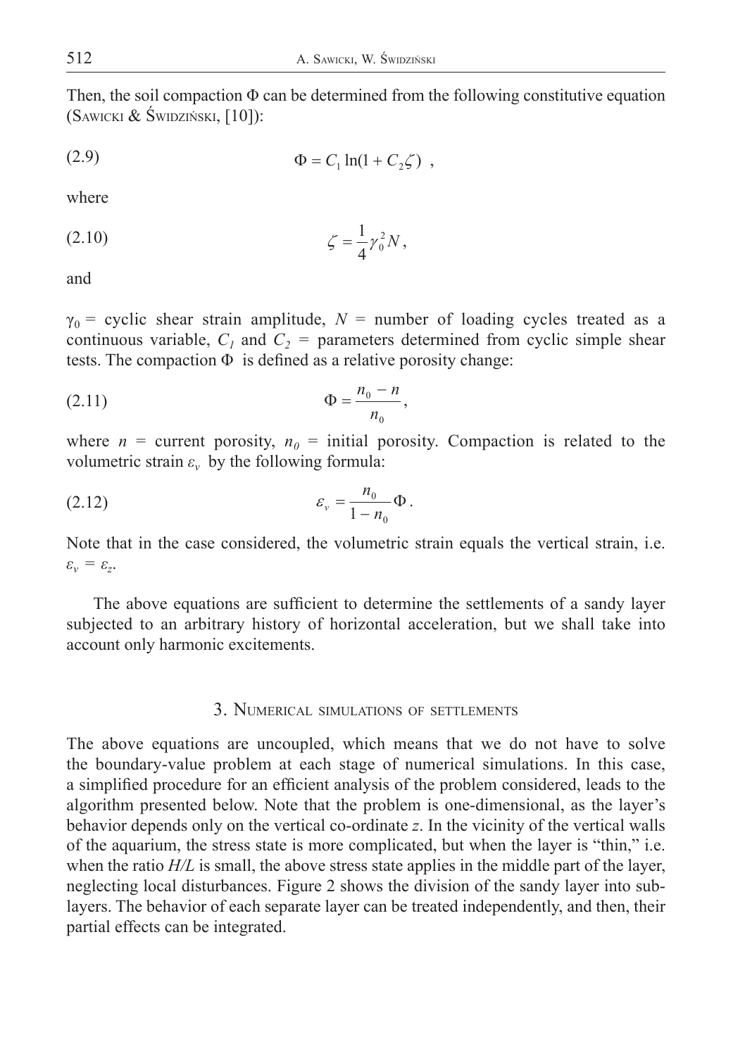Then, the soil compaction $\Phi$ can be determined from the following constitutive equation (Sawicki & Świdziński, [10]):

$$\Phi = C_1 \ln(1 + C_2 \zeta) \ , \tag{2.9}$$

where

$$\zeta = \frac{1}{4} \gamma_0^2 N \, , \tag{2.10}$$

and

$\gamma_0$ = cyclic shear strain amplitude, $N$ = number of loading cycles treated as a continuous variable, $C_1$ and $C_2$ = parameters determined from cyclic simple shear tests. The compaction $\Phi$ is defined as a relative porosity change:

$$\Phi = \frac{n_0 - n}{n_0} \, , \tag{2.11}$$

where $n$ = current porosity, $n_0$ = initial porosity. Compaction is related to the volumetric strain $\varepsilon_v$ by the following formula:

$$\varepsilon_v = \frac{n_0}{1 - n_0} \Phi \, . \tag{2.12}$$

Note that in the case considered, the volumetric strain equals the vertical strain, i.e. $\varepsilon_v = \varepsilon_z$.

The above equations are sufficient to determine the settlements of a sandy layer subjected to an arbitrary history of horizontal acceleration, but we shall take into account only harmonic excitements.

## 3. Numerical simulations of settlements

The above equations are uncoupled, which means that we do not have to solve the boundary-value problem at each stage of numerical simulations. In this case, a simplified procedure for an efficient analysis of the problem considered, leads to the algorithm presented below. Note that the problem is one-dimensional, as the layer's behavior depends only on the vertical co-ordinate $z$. In the vicinity of the vertical walls of the aquarium, the stress state is more complicated, but when the layer is "thin," i.e. when the ratio $H/L$ is small, the above stress state applies in the middle part of the layer, neglecting local disturbances. Figure 2 shows the division of the sandy layer into sub-layers. The behavior of each separate layer can be treated independently, and then, their partial effects can be integrated.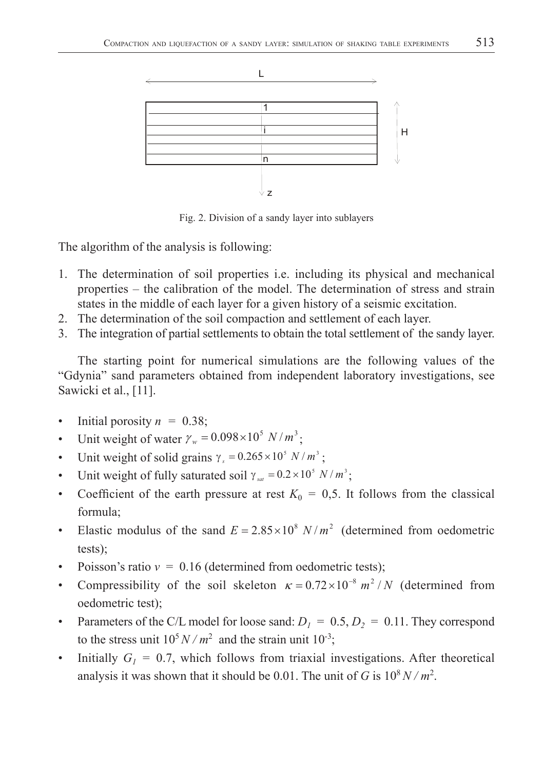Fig. 2. Division of a sandy layer into sublayers

The algorithm of the analysis is following:

1. The determination of soil properties i.e. including its physical and mechanical properties – the calibration of the model. The determination of stress and strain states in the middle of each layer for a given history of a seismic excitation.
2. The determination of the soil compaction and settlement of each layer.
3. The integration of partial settlements to obtain the total settlement of the sandy layer.

The starting point for numerical simulations are the following values of the "Gdynia" sand parameters obtained from independent laboratory investigations, see Sawicki et al., [11].

- Initial porosity $n = 0.38$;
- Unit weight of water $\gamma_w = 0.098 \times 10^5 \ N/m^3$;
- Unit weight of solid grains $\gamma_s = 0.265 \times 10^5 \ N/m^3$;
- Unit weight of fully saturated soil $\gamma_{sat} = 0.2 \times 10^5 \ N/m^3$;
- Coefficient of the earth pressure at rest $K_0 = 0{,}5$. It follows from the classical formula;
- Elastic modulus of the sand $E = 2.85 \times 10^8 \ N/m^2$ (determined from oedometric tests);
- Poisson's ratio $v = 0.16$ (determined from oedometric tests);
- Compressibility of the soil skeleton $\kappa = 0.72 \times 10^{-8} \ m^2/N$ (determined from oedometric test);
- Parameters of the C/L model for loose sand: $D_1 = 0.5$, $D_2 = 0.11$. They correspond to the stress unit $10^5 \ N/m^2$ and the strain unit $10^{-3}$;
- Initially $G_1 = 0.7$, which follows from triaxial investigations. After theoretical analysis it was shown that it should be 0.01. The unit of $G$ is $10^8 \ N/m^2$.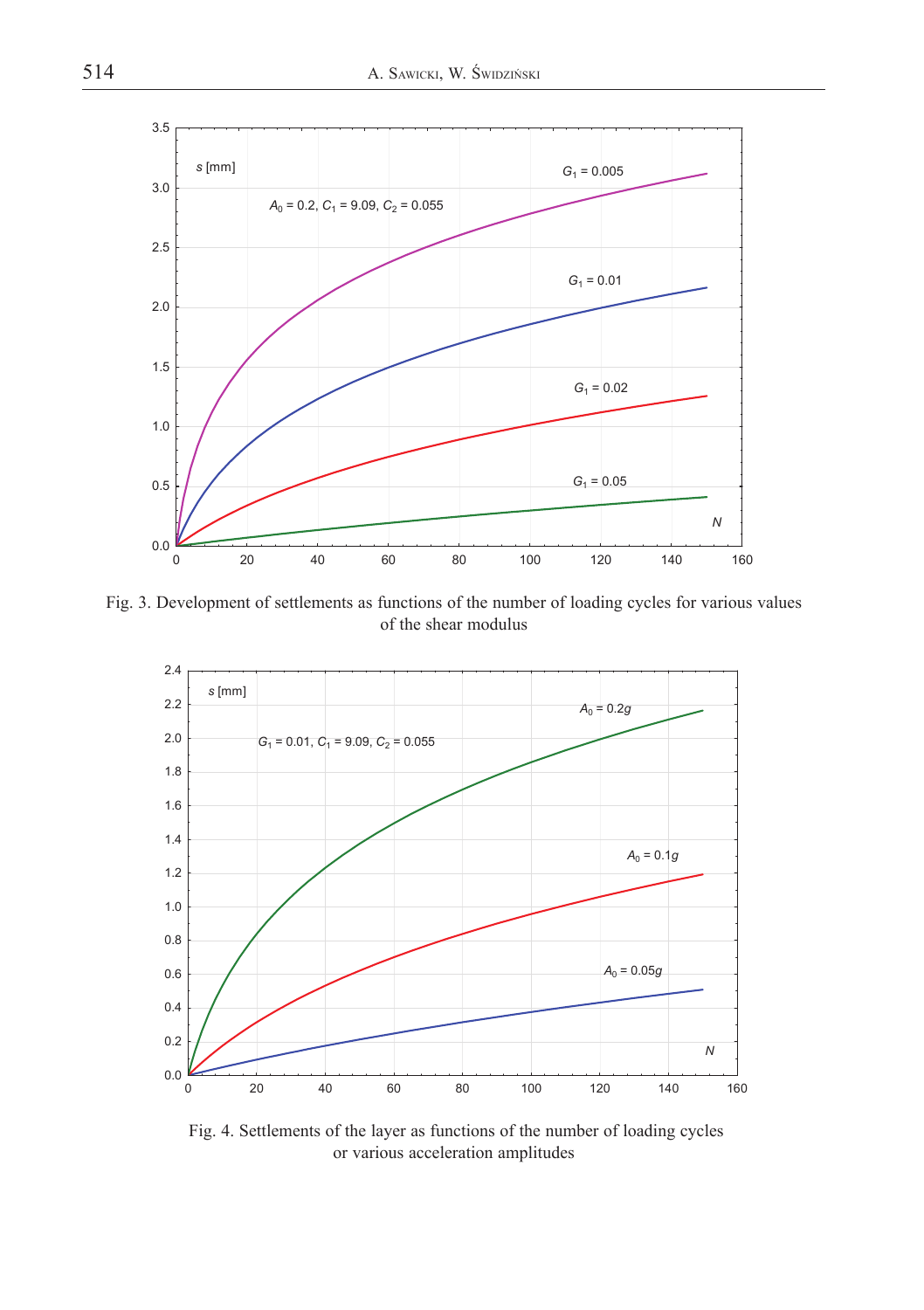Fig. 3. Development of settlements as functions of the number of loading cycles for various values of the shear modulus

Fig. 4. Settlements of the layer as functions of the number of loading cycles or various acceleration amplitudes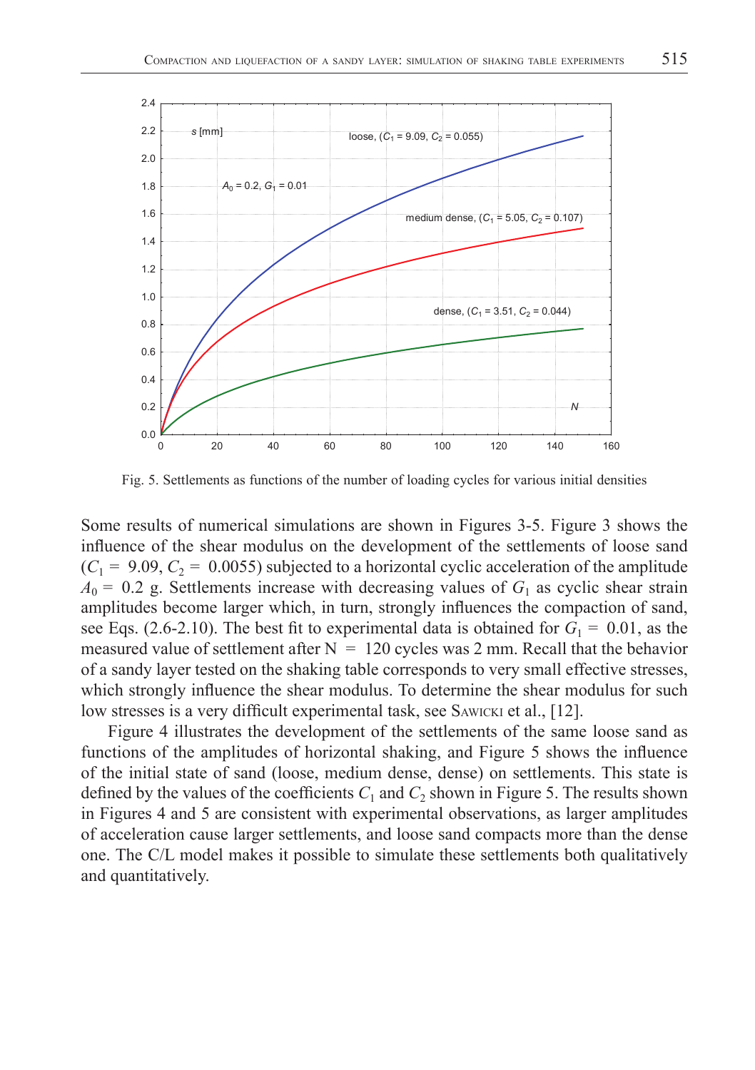Fig. 5. Settlements as functions of the number of loading cycles for various initial densities

Some results of numerical simulations are shown in Figures 3-5. Figure 3 shows the influence of the shear modulus on the development of the settlements of loose sand ($C_1$ = 9.09, $C_2$ = 0.0055) subjected to a horizontal cyclic acceleration of the amplitude $A_0$ = 0.2 g. Settlements increase with decreasing values of $G_1$ as cyclic shear strain amplitudes become larger which, in turn, strongly influences the compaction of sand, see Eqs. (2.6-2.10). The best fit to experimental data is obtained for $G_1$ = 0.01, as the measured value of settlement after N = 120 cycles was 2 mm. Recall that the behavior of a sandy layer tested on the shaking table corresponds to very small effective stresses, which strongly influence the shear modulus. To determine the shear modulus for such low stresses is a very difficult experimental task, see Sawicki et al., [12].

Figure 4 illustrates the development of the settlements of the same loose sand as functions of the amplitudes of horizontal shaking, and Figure 5 shows the influence of the initial state of sand (loose, medium dense, dense) on settlements. This state is defined by the values of the coefficients $C_1$ and $C_2$ shown in Figure 5. The results shown in Figures 4 and 5 are consistent with experimental observations, as larger amplitudes of acceleration cause larger settlements, and loose sand compacts more than the dense one. The C/L model makes it possible to simulate these settlements both qualitatively and quantitatively.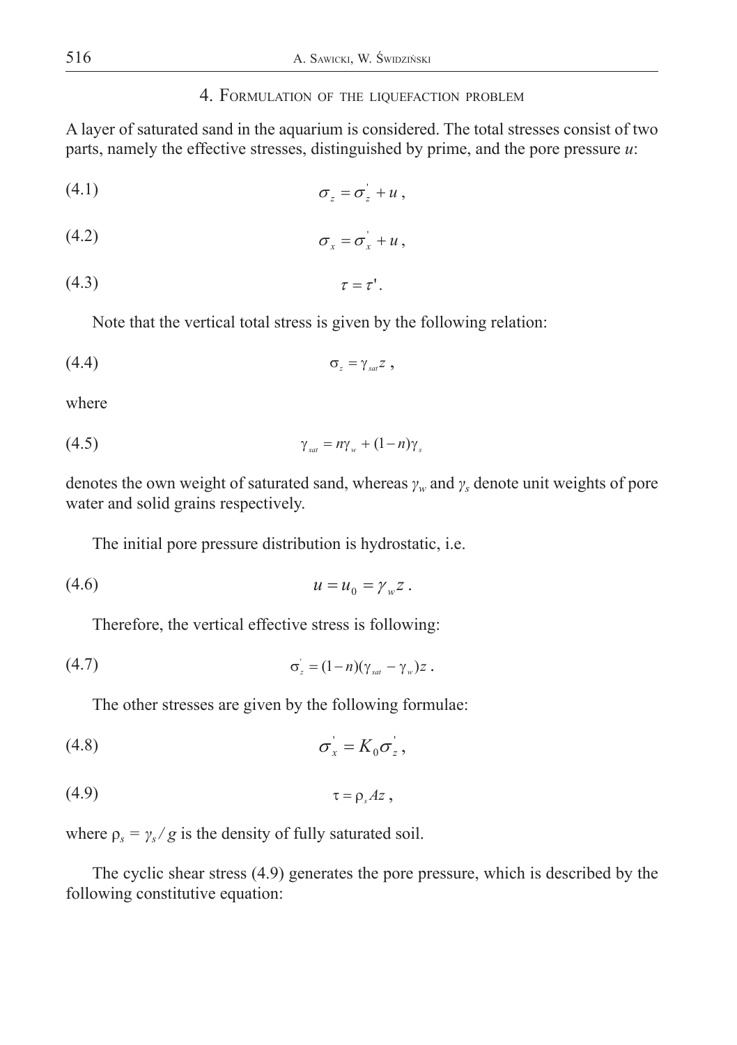## 4. Formulation of the liquefaction problem

A layer of saturated sand in the aquarium is considered. The total stresses consist of two parts, namely the effective stresses, distinguished by prime, and the pore pressure $u$:

$$\sigma_z = \sigma_z^{'} + u \,, \tag{4.1}$$

$$\sigma_x = \sigma_x^{'} + u \,, \tag{4.2}$$

$$\tau = \tau' \,. \tag{4.3}$$

Note that the vertical total stress is given by the following relation:

$$\sigma_z = \gamma_{sat} z \,, \tag{4.4}$$

where

$$\gamma_{sat} = n\gamma_w + (1-n)\gamma_s \tag{4.5}$$

denotes the own weight of saturated sand, whereas $\gamma_w$ and $\gamma_s$ denote unit weights of pore water and solid grains respectively.

The initial pore pressure distribution is hydrostatic, i.e.

$$u = u_0 = \gamma_w z \,. \tag{4.6}$$

Therefore, the vertical effective stress is following:

$$\sigma_z^{'} = (1-n)(\gamma_{sat} - \gamma_w) z \,. \tag{4.7}$$

The other stresses are given by the following formulae:

$$\sigma_x^{'} = K_0 \sigma_z^{'} \,, \tag{4.8}$$

$$\tau = \rho_s A z \,, \tag{4.9}$$

where $\rho_s = \gamma_s / g$ is the density of fully saturated soil.

The cyclic shear stress (4.9) generates the pore pressure, which is described by the following constitutive equation: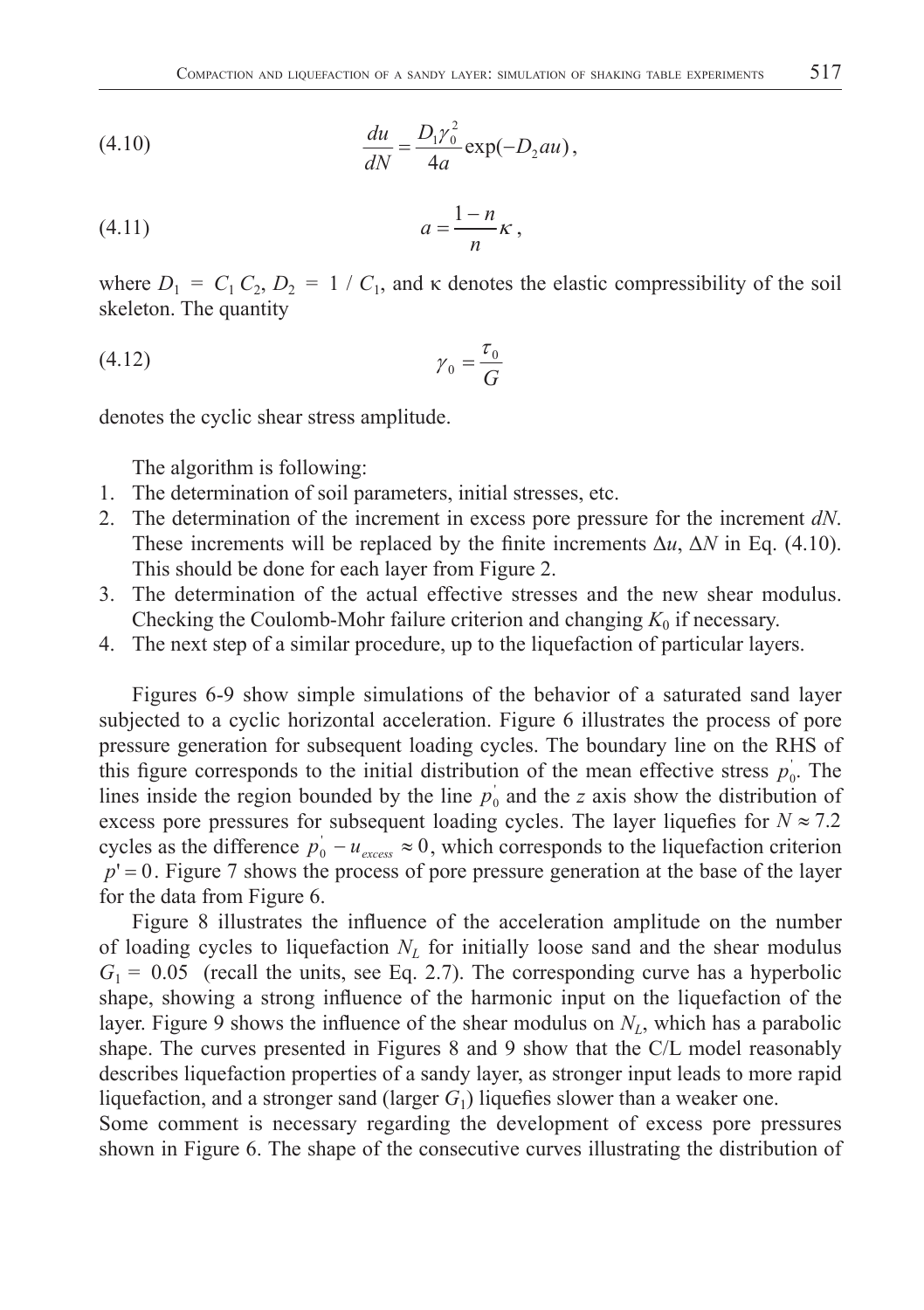$$\frac{du}{dN} = \frac{D_1 \gamma_0^2}{4a} \exp(-D_2 a u), \tag{4.10}$$

$$a = \frac{1-n}{n} \kappa, \tag{4.11}$$

where $D_1 = C_1 C_2$, $D_2 = 1 / C_1$, and κ denotes the elastic compressibility of the soil skeleton. The quantity

$$\gamma_0 = \frac{\tau_0}{G} \tag{4.12}$$

denotes the cyclic shear stress amplitude.

The algorithm is following:

1. The determination of soil parameters, initial stresses, etc.
2. The determination of the increment in excess pore pressure for the increment $dN$. These increments will be replaced by the finite increments $\Delta u$, $\Delta N$ in Eq. (4.10). This should be done for each layer from Figure 2.
3. The determination of the actual effective stresses and the new shear modulus. Checking the Coulomb-Mohr failure criterion and changing $K_0$ if necessary.
4. The next step of a similar procedure, up to the liquefaction of particular layers.

Figures 6-9 show simple simulations of the behavior of a saturated sand layer subjected to a cyclic horizontal acceleration. Figure 6 illustrates the process of pore pressure generation for subsequent loading cycles. The boundary line on the RHS of this figure corresponds to the initial distribution of the mean effective stress $p_0^{'}$. The lines inside the region bounded by the line $p_0^{'}$ and the $z$ axis show the distribution of excess pore pressures for subsequent loading cycles. The layer liquefies for $N \approx 7.2$ cycles as the difference $p_0^{'} - u_{excess} \approx 0$, which corresponds to the liquefaction criterion $p' = 0$. Figure 7 shows the process of pore pressure generation at the base of the layer for the data from Figure 6.

Figure 8 illustrates the influence of the acceleration amplitude on the number of loading cycles to liquefaction $N_L$ for initially loose sand and the shear modulus $G_1 = 0.05$ (recall the units, see Eq. 2.7). The corresponding curve has a hyperbolic shape, showing a strong influence of the harmonic input on the liquefaction of the layer. Figure 9 shows the influence of the shear modulus on $N_L$, which has a parabolic shape. The curves presented in Figures 8 and 9 show that the C/L model reasonably describes liquefaction properties of a sandy layer, as stronger input leads to more rapid liquefaction, and a stronger sand (larger $G_1$) liquefies slower than a weaker one.

Some comment is necessary regarding the development of excess pore pressures shown in Figure 6. The shape of the consecutive curves illustrating the distribution of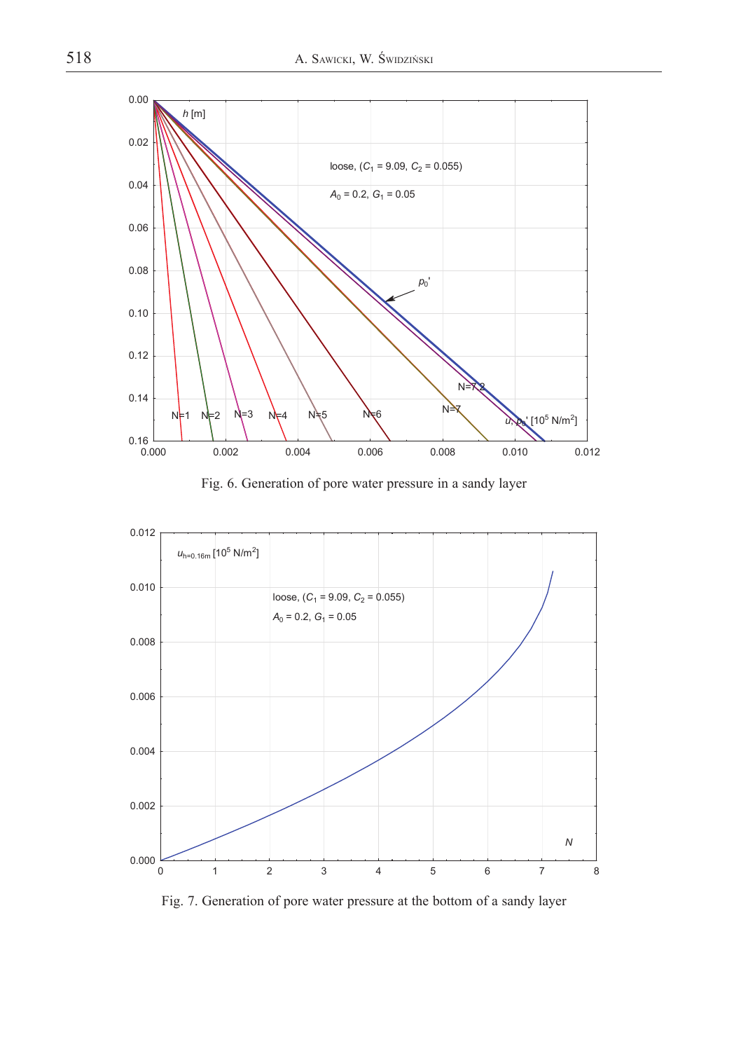Fig. 6. Generation of pore water pressure in a sandy layer

Fig. 7. Generation of pore water pressure at the bottom of a sandy layer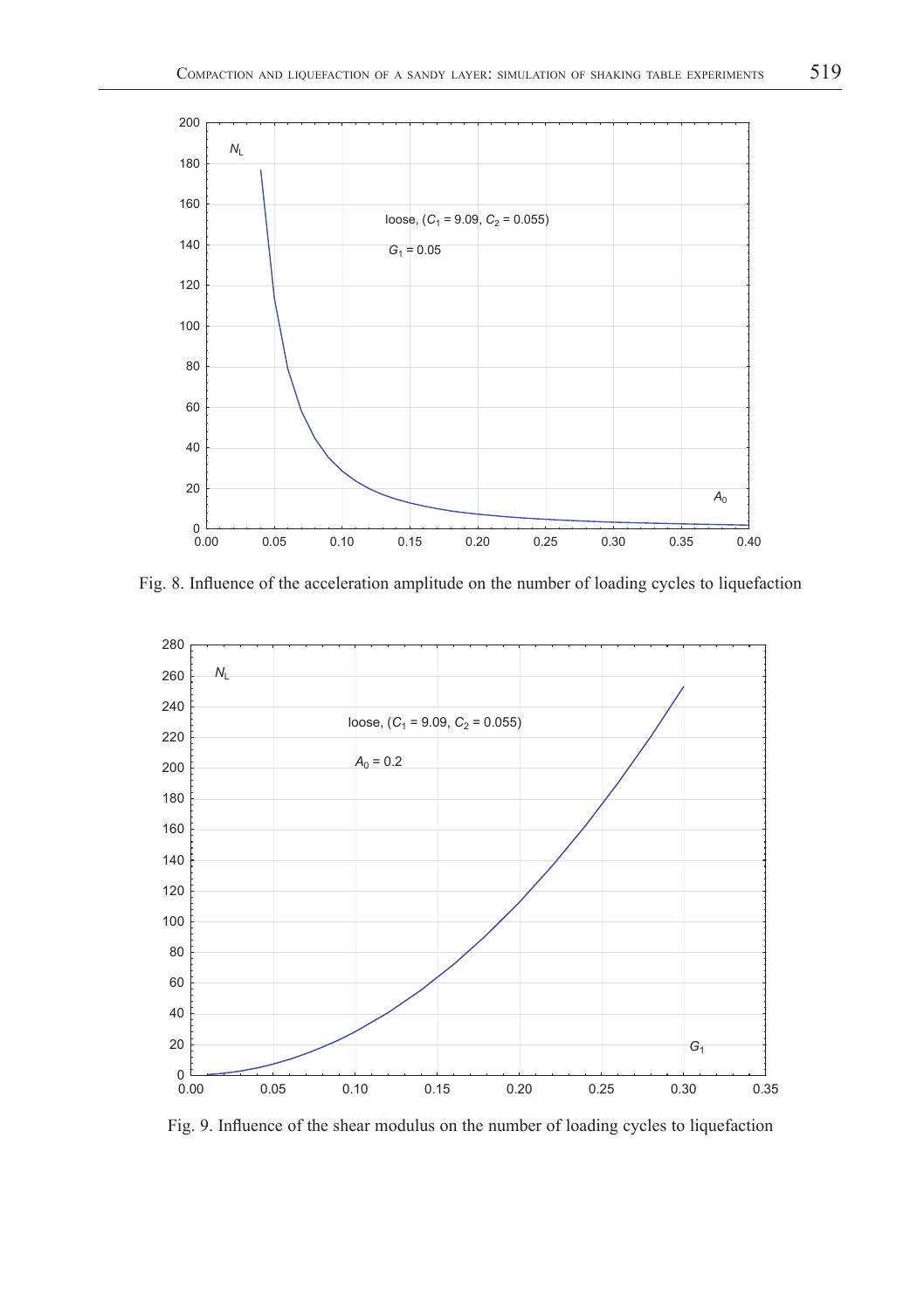Fig. 8. Influence of the acceleration amplitude on the number of loading cycles to liquefaction

Fig. 9. Influence of the shear modulus on the number of loading cycles to liquefaction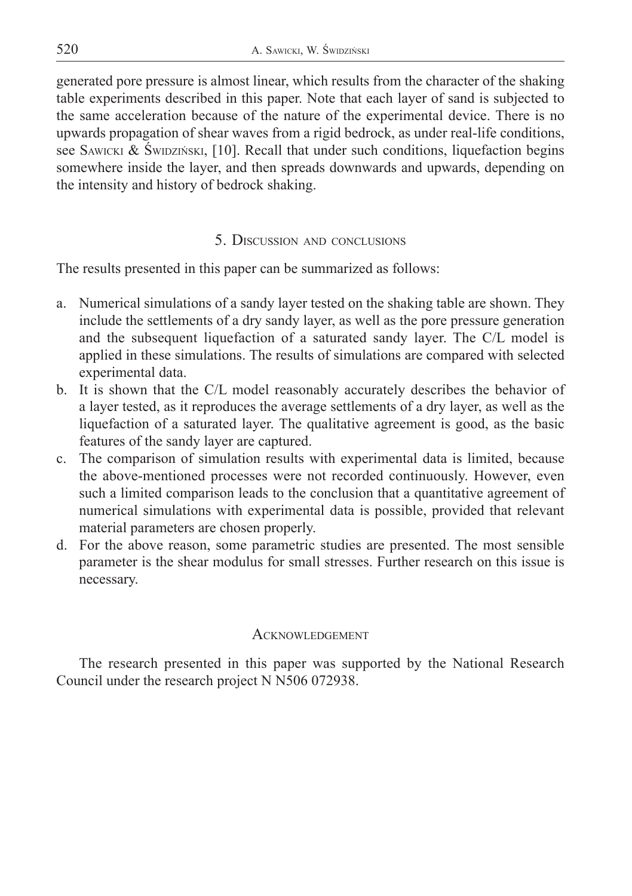generated pore pressure is almost linear, which results from the character of the shaking table experiments described in this paper. Note that each layer of sand is subjected to the same acceleration because of the nature of the experimental device. There is no upwards propagation of shear waves from a rigid bedrock, as under real-life conditions, see Sawicki & Świdziński, [10]. Recall that under such conditions, liquefaction begins somewhere inside the layer, and then spreads downwards and upwards, depending on the intensity and history of bedrock shaking.

## 5. Discussion and conclusions

The results presented in this paper can be summarized as follows:

a. Numerical simulations of a sandy layer tested on the shaking table are shown. They include the settlements of a dry sandy layer, as well as the pore pressure generation and the subsequent liquefaction of a saturated sandy layer. The C/L model is applied in these simulations. The results of simulations are compared with selected experimental data.
b. It is shown that the C/L model reasonably accurately describes the behavior of a layer tested, as it reproduces the average settlements of a dry layer, as well as the liquefaction of a saturated layer. The qualitative agreement is good, as the basic features of the sandy layer are captured.
c. The comparison of simulation results with experimental data is limited, because the above-mentioned processes were not recorded continuously. However, even such a limited comparison leads to the conclusion that a quantitative agreement of numerical simulations with experimental data is possible, provided that relevant material parameters are chosen properly.
d. For the above reason, some parametric studies are presented. The most sensible parameter is the shear modulus for small stresses. Further research on this issue is necessary.

## Acknowledgement

The research presented in this paper was supported by the National Research Council under the research project N N506 072938.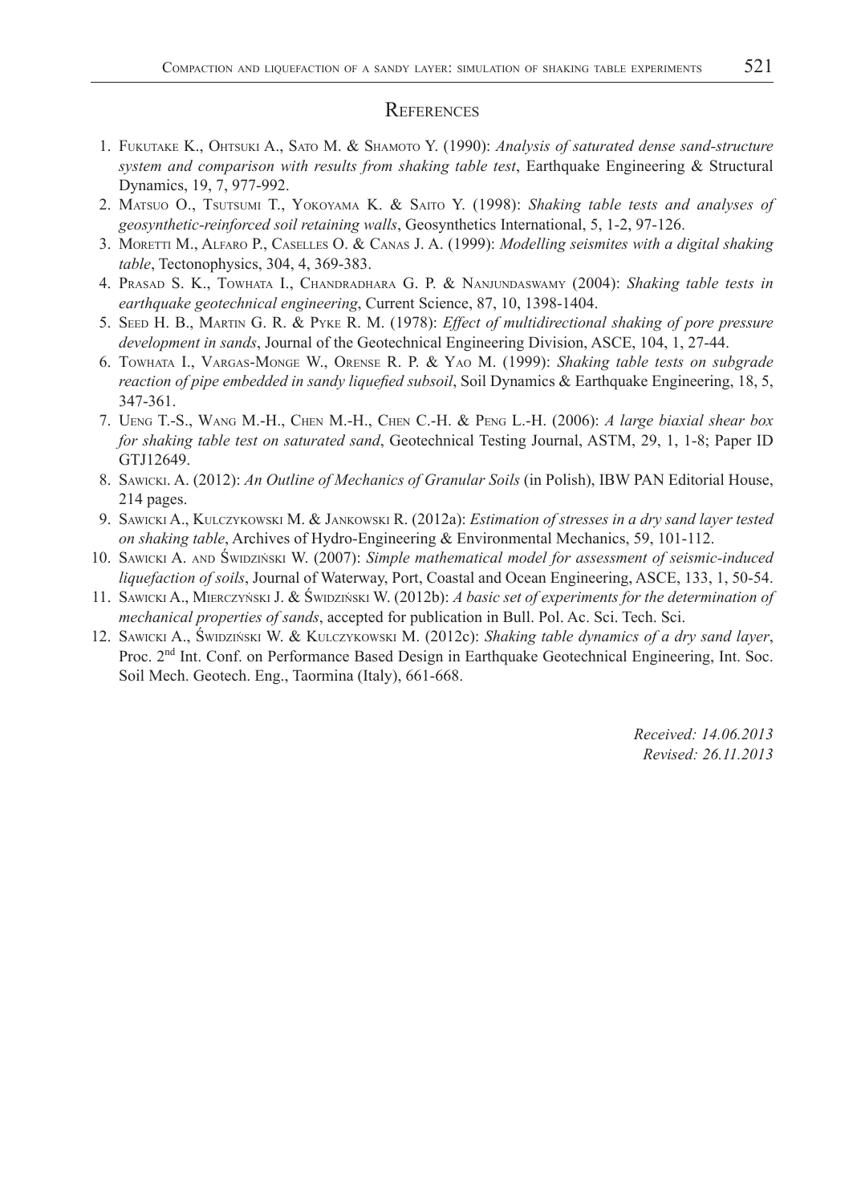## References

1. Fukutake K., Ohtsuki A., Sato M. & Shamoto Y. (1990): *Analysis of saturated dense sand-structure system and comparison with results from shaking table test*, Earthquake Engineering & Structural Dynamics, 19, 7, 977-992.
2. Matsuo O., Tsutsumi T., Yokoyama K. & Saito Y. (1998): *Shaking table tests and analyses of geosynthetic-reinforced soil retaining walls*, Geosynthetics International, 5, 1-2, 97-126.
3. Moretti M., Alfaro P., Caselles O. & Canas J. A. (1999): *Modelling seismites with a digital shaking table*, Tectonophysics, 304, 4, 369-383.
4. Prasad S. K., Towhata I., Chandradhara G. P. & Nanjundaswamy (2004): *Shaking table tests in earthquake geotechnical engineering*, Current Science, 87, 10, 1398-1404.
5. Seed H. B., Martin G. R. & Pyke R. M. (1978): *Effect of multidirectional shaking of pore pressure development in sands*, Journal of the Geotechnical Engineering Division, ASCE, 104, 1, 27-44.
6. Towhata I., Vargas-Monge W., Orense R. P. & Yao M. (1999): *Shaking table tests on subgrade reaction of pipe embedded in sandy liquefied subsoil*, Soil Dynamics & Earthquake Engineering, 18, 5, 347-361.
7. Ueng T.-S., Wang M.-H., Chen M.-H., Chen C.-H. & Peng L.-H. (2006): *A large biaxial shear box for shaking table test on saturated sand*, Geotechnical Testing Journal, ASTM, 29, 1, 1-8; Paper ID GTJ12649.
8. Sawicki. A. (2012): *An Outline of Mechanics of Granular Soils* (in Polish), IBW PAN Editorial House, 214 pages.
9. Sawicki A., Kulczykowski M. & Jankowski R. (2012a): *Estimation of stresses in a dry sand layer tested on shaking table*, Archives of Hydro-Engineering & Environmental Mechanics, 59, 101-112.
10. Sawicki A. and Świdziński W. (2007): *Simple mathematical model for assessment of seismic-induced liquefaction of soils*, Journal of Waterway, Port, Coastal and Ocean Engineering, ASCE, 133, 1, 50-54.
11. Sawicki A., Mierczyński J. & Świdziński W. (2012b): *A basic set of experiments for the determination of mechanical properties of sands*, accepted for publication in Bull. Pol. Ac. Sci. Tech. Sci.
12. Sawicki A., Świdziński W. & Kulczykowski M. (2012c): *Shaking table dynamics of a dry sand layer*, Proc. 2nd Int. Conf. on Performance Based Design in Earthquake Geotechnical Engineering, Int. Soc. Soil Mech. Geotech. Eng., Taormina (Italy), 661-668.

*Received: 14.06.2013*
*Revised: 26.11.2013*